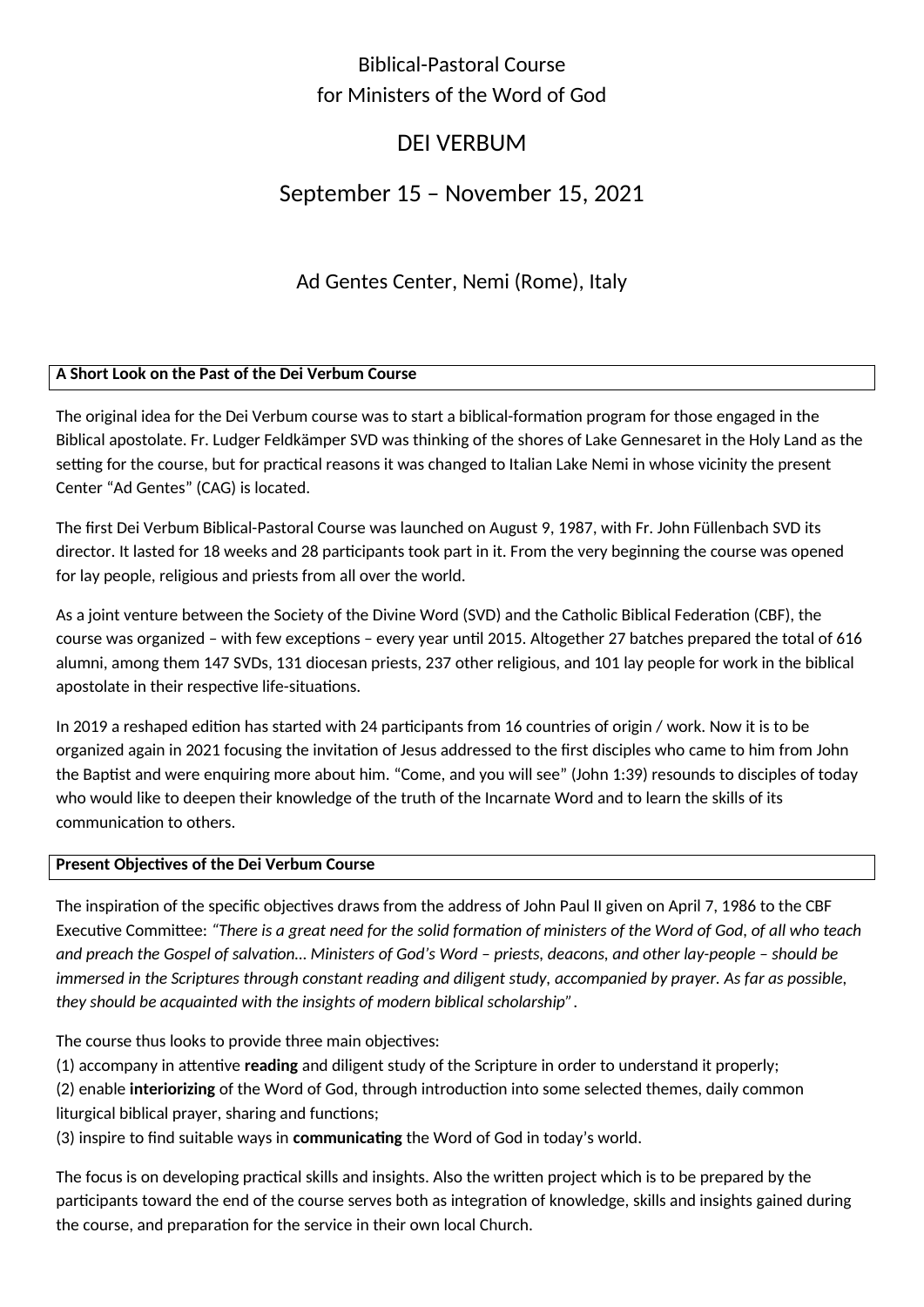# Biblical-Pastoral Course for Ministers of the Word of God

# DEI VERBUM

## September 15 – November 15, 2021

### Ad Gentes Center, Nemi (Rome), Italy

**A Short Look on the Past of the Dei Verbum Course**

The original idea for the Dei Verbum course was to start a biblical-formation program for those engaged in the Biblical apostolate. Fr. Ludger Feldkämper SVD was thinking of the shores of Lake Gennesaret in the Holy Land as the setting for the course, but for practical reasons it was changed to Italian Lake Nemi in whose vicinity the present Center "Ad Gentes" (CAG) is located.

The first Dei Verbum Biblical-Pastoral Course was launched on August 9, 1987, with Fr. John Füllenbach SVD its director. It lasted for 18 weeks and 28 participants took part in it. From the very beginning the course was opened for lay people, religious and priests from all over the world.

As a joint venture between the Society of the Divine Word (SVD) and the Catholic Biblical Federation (CBF), the course was organized – with few exceptions – every year until 2015. Altogether 27 batches prepared the total of 616 alumni, among them 147 SVDs, 131 diocesan priests, 237 other religious, and 101 lay people for work in the biblical apostolate in their respective life-situations.

In 2019 a reshaped edition has started with 24 participants from 16 countries of origin / work. Now it is to be organized again in 2021 focusing the invitation of Jesus addressed to the first disciples who came to him from John the Baptist and were enquiring more about him. "Come, and you will see" (John 1:39) resounds to disciples of today who would like to deepen their knowledge of the truth of the Incarnate Word and to learn the skills of its communication to others.

**Present Objectives of the Dei Verbum Course**

The inspiration of the specific objectives draws from the address of John Paul II given on April 7, 1986 to the CBF Executive Committee: *"There is a great need for the solid formation of ministers of the Word of God, of all who teach and preach the Gospel of salvation… Ministers of God's Word – priests, deacons, and other lay-people – should be immersed in the Scriptures through constant reading and diligent study, accompanied by prayer. As far as possible, they should be acquainted with the insights of modern biblical scholarship"*.

The course thus looks to provide three main objectives:
(1) accompany in attentive **reading** and diligent study of the Scripture in order to understand it properly;
(2) enable **interiorizing** of the Word of God, through introduction into some selected themes, daily common liturgical biblical prayer, sharing and functions;
(3) inspire to find suitable ways in **communicating** the Word of God in today's world.

The focus is on developing practical skills and insights. Also the written project which is to be prepared by the participants toward the end of the course serves both as integration of knowledge, skills and insights gained during the course, and preparation for the service in their own local Church.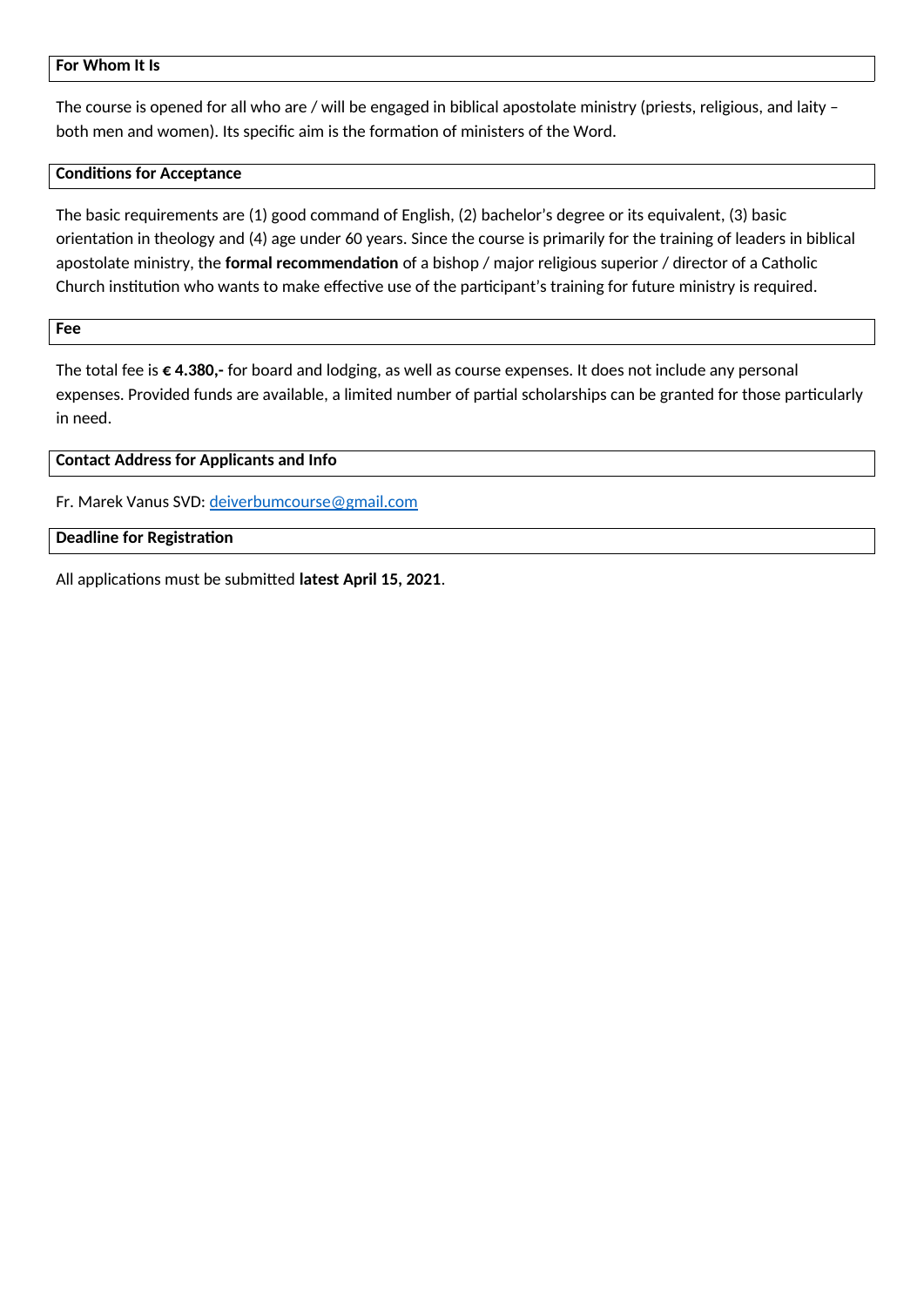## For Whom It Is

The course is opened for all who are / will be engaged in biblical apostolate ministry (priests, religious, and laity – both men and women). Its specific aim is the formation of ministers of the Word.

## Conditions for Acceptance

The basic requirements are (1) good command of English, (2) bachelor's degree or its equivalent, (3) basic orientation in theology and (4) age under 60 years. Since the course is primarily for the training of leaders in biblical apostolate ministry, the **formal recommendation** of a bishop / major religious superior / director of a Catholic Church institution who wants to make effective use of the participant's training for future ministry is required.

## Fee

The total fee is **€ 4.380,-** for board and lodging, as well as course expenses. It does not include any personal expenses. Provided funds are available, a limited number of partial scholarships can be granted for those particularly in need.

## Contact Address for Applicants and Info

Fr. Marek Vanus SVD: deiverbumcourse@gmail.com

## Deadline for Registration

All applications must be submitted **latest April 15, 2021**.